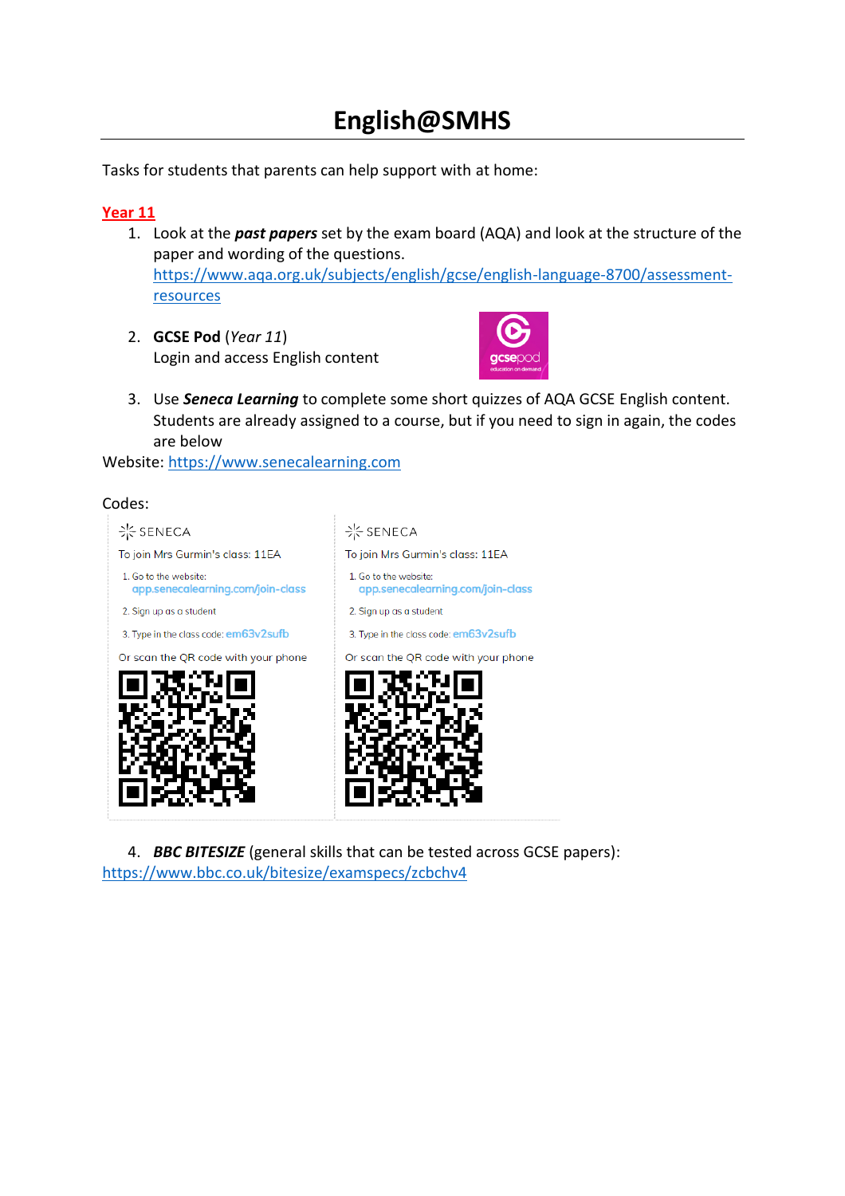# English@SMHS

Tasks for students that parents can help support with at home:

## Year 11

1. Look at the ***past papers*** set by the exam board (AQA) and look at the structure of the paper and wording of the questions.
   https://www.aqa.org.uk/subjects/english/gcse/english-language-8700/assessment-resources

2. **GCSE Pod** (*Year 11*)
   Login and access English content

3. Use ***Seneca Learning*** to complete some short quizzes of AQA GCSE English content. Students are already assigned to a course, but if you need to sign in again, the codes are below

Website: https://www.senecalearning.com

Codes:

SENECA

To join Mrs Gurmin's class: 11EA

1. Go to the website: app.senecalearning.com/join-class
2. Sign up as a student
3. Type in the class code: em63v2sufb

Or scan the QR code with your phone

SENECA

To join Mrs Gurmin's class: 11EA

1. Go to the website: app.senecalearning.com/join-class
2. Sign up as a student
3. Type in the class code: em63v2sufb

Or scan the QR code with your phone

4. ***BBC BITESIZE*** (general skills that can be tested across GCSE papers):

https://www.bbc.co.uk/bitesize/examspecs/zcbchv4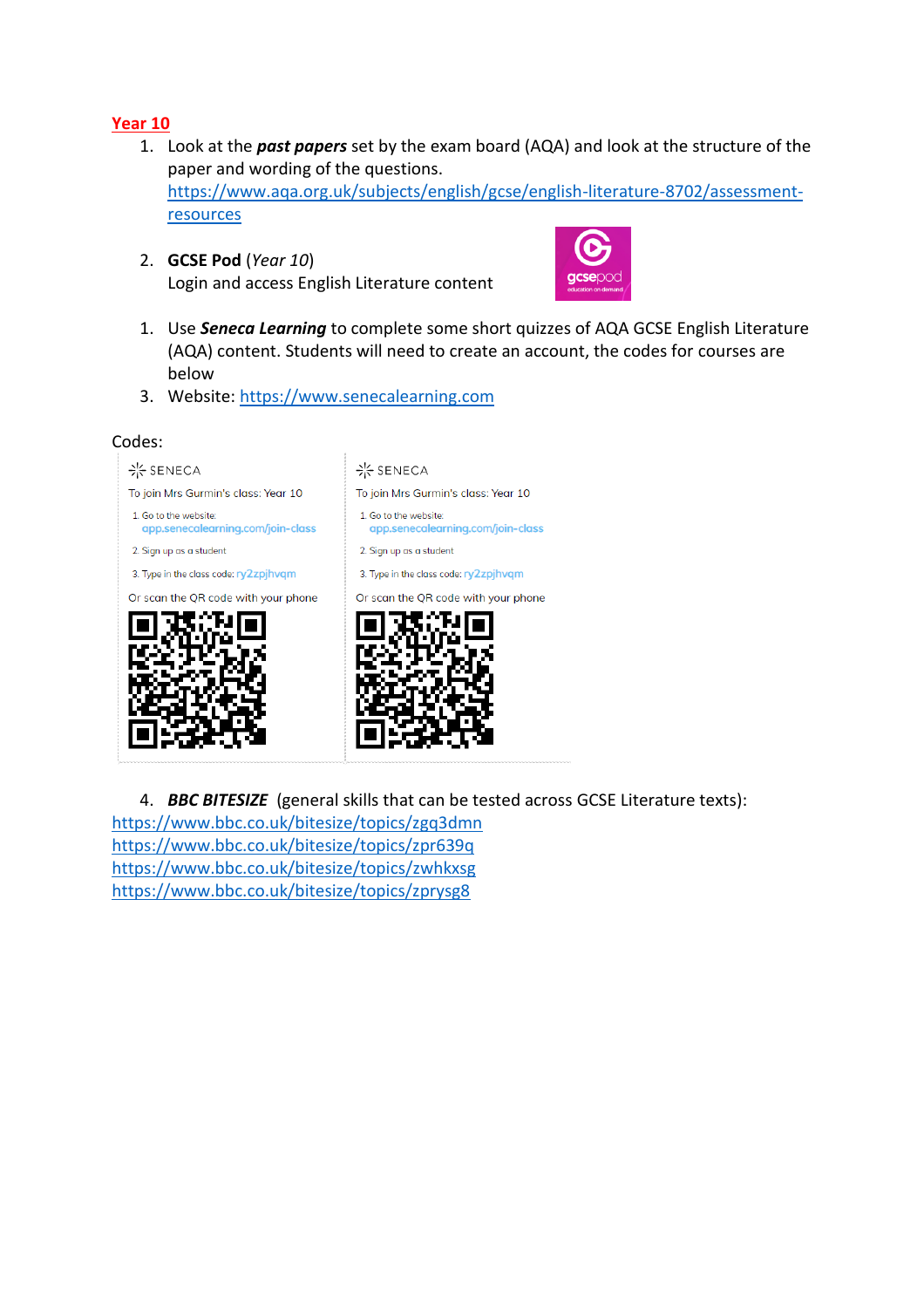**Year 10**

1. Look at the ***past papers*** set by the exam board (AQA) and look at the structure of the paper and wording of the questions.
   https://www.aqa.org.uk/subjects/english/gcse/english-literature-8702/assessment-resources

2. **GCSE Pod** (*Year 10*)
   Login and access English Literature content

1. Use ***Seneca Learning*** to complete some short quizzes of AQA GCSE English Literature (AQA) content. Students will need to create an account, the codes for courses are below

3. Website: https://www.senecalearning.com

Codes:

| SENECA | SENECA |
|---|---|
| To join Mrs Gurmin's class: Year 10 | To join Mrs Gurmin's class: Year 10 |
| 1. Go to the website: app.senecalearning.com/join-class | 1. Go to the website: app.senecalearning.com/join-class |
| 2. Sign up as a student | 2. Sign up as a student |
| 3. Type in the class code: ry2zpjhvqm | 3. Type in the class code: ry2zpjhvqm |
| Or scan the QR code with your phone | Or scan the QR code with your phone |

4. ***BBC BITESIZE*** (general skills that can be tested across GCSE Literature texts):

https://www.bbc.co.uk/bitesize/topics/zgq3dmn
https://www.bbc.co.uk/bitesize/topics/zpr639q
https://www.bbc.co.uk/bitesize/topics/zwhkxsg
https://www.bbc.co.uk/bitesize/topics/zprysg8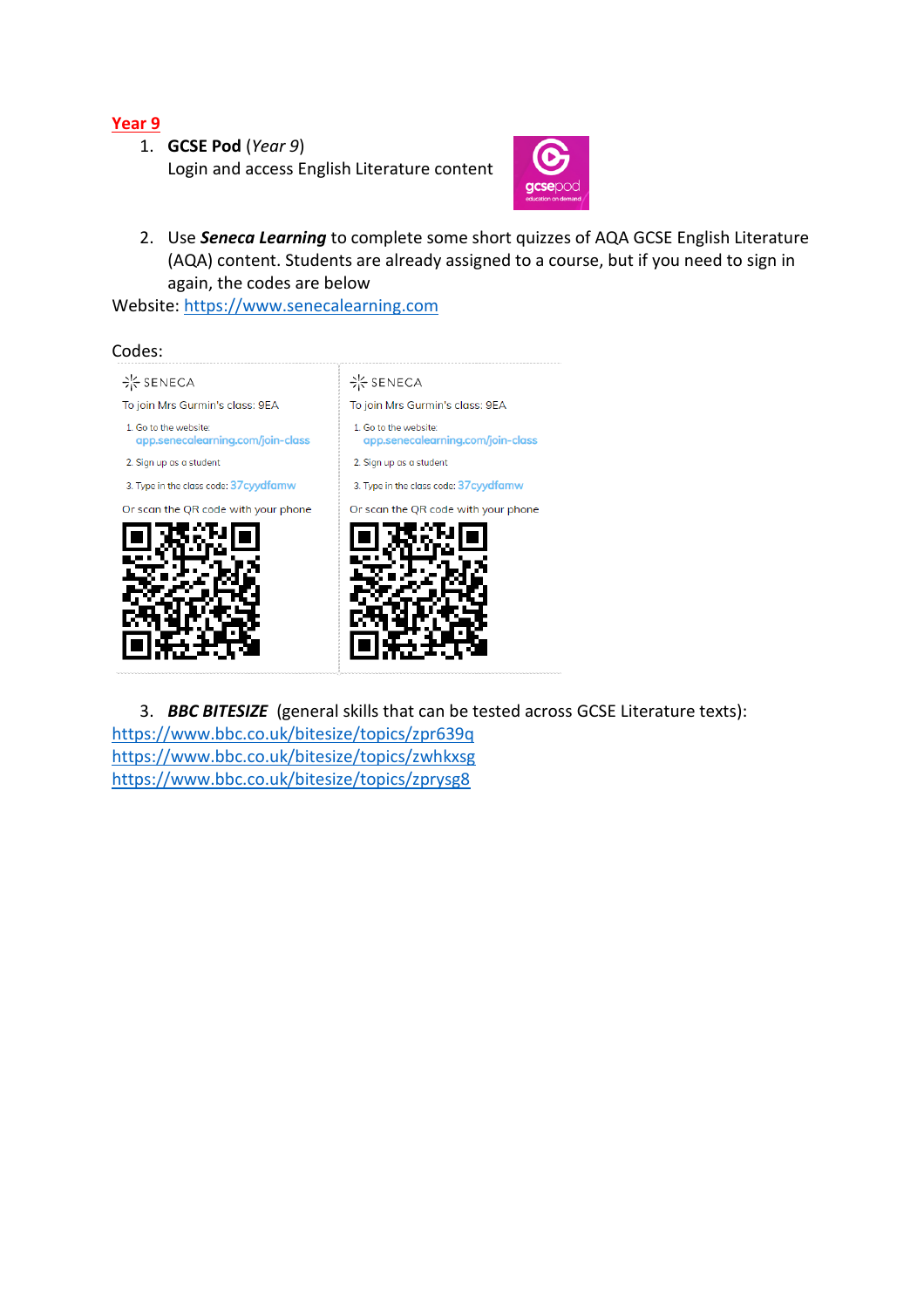## Year 9

1. **GCSE Pod** (*Year 9*)
   Login and access English Literature content

2. Use ***Seneca Learning*** to complete some short quizzes of AQA GCSE English Literature (AQA) content. Students are already assigned to a course, but if you need to sign in again, the codes are below

Website: https://www.senecalearning.com

Codes:

SENECA

To join Mrs Gurmin's class: 9EA

1. Go to the website: app.senecalearning.com/join-class
2. Sign up as a student
3. Type in the class code: 37cyydfamw

Or scan the QR code with your phone

SENECA

To join Mrs Gurmin's class: 9EA

1. Go to the website: app.senecalearning.com/join-class
2. Sign up as a student
3. Type in the class code: 37cyydfamw

Or scan the QR code with your phone

3. ***BBC BITESIZE*** (general skills that can be tested across GCSE Literature texts):

https://www.bbc.co.uk/bitesize/topics/zpr639q
https://www.bbc.co.uk/bitesize/topics/zwhkxsg
https://www.bbc.co.uk/bitesize/topics/zprysg8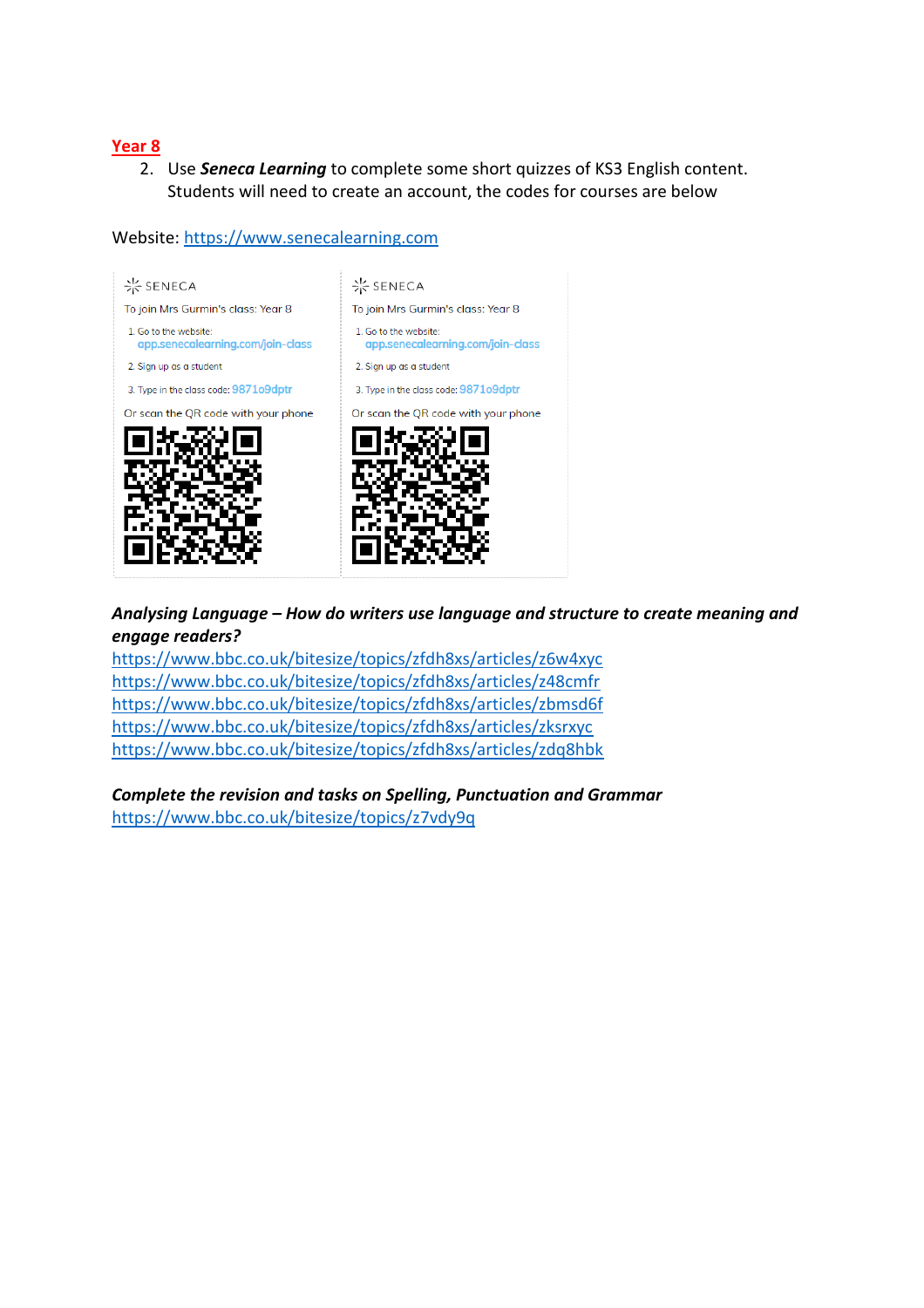**Year 8**

2. Use ***Seneca Learning*** to complete some short quizzes of KS3 English content. Students will need to create an account, the codes for courses are below

Website: https://www.senecalearning.com

| SENECA | SENECA |
|---|---|
| To join Mrs Gurmin's class: Year 8 | To join Mrs Gurmin's class: Year 8 |
| 1. Go to the website: app.senecalearning.com/join-class | 1. Go to the website: app.senecalearning.com/join-class |
| 2. Sign up as a student | 2. Sign up as a student |
| 3. Type in the class code: 98710 9dptr | 3. Type in the class code: 98710 9dptr |
| Or scan the QR code with your phone | Or scan the QR code with your phone |

***Analysing Language – How do writers use language and structure to create meaning and engage readers?***

https://www.bbc.co.uk/bitesize/topics/zfdh8xs/articles/z6w4xyc
https://www.bbc.co.uk/bitesize/topics/zfdh8xs/articles/z48cmfr
https://www.bbc.co.uk/bitesize/topics/zfdh8xs/articles/zbmsd6f
https://www.bbc.co.uk/bitesize/topics/zfdh8xs/articles/zksrxyc
https://www.bbc.co.uk/bitesize/topics/zfdh8xs/articles/zdq8hbk

***Complete the revision and tasks on Spelling, Punctuation and Grammar***

https://www.bbc.co.uk/bitesize/topics/z7vdy9q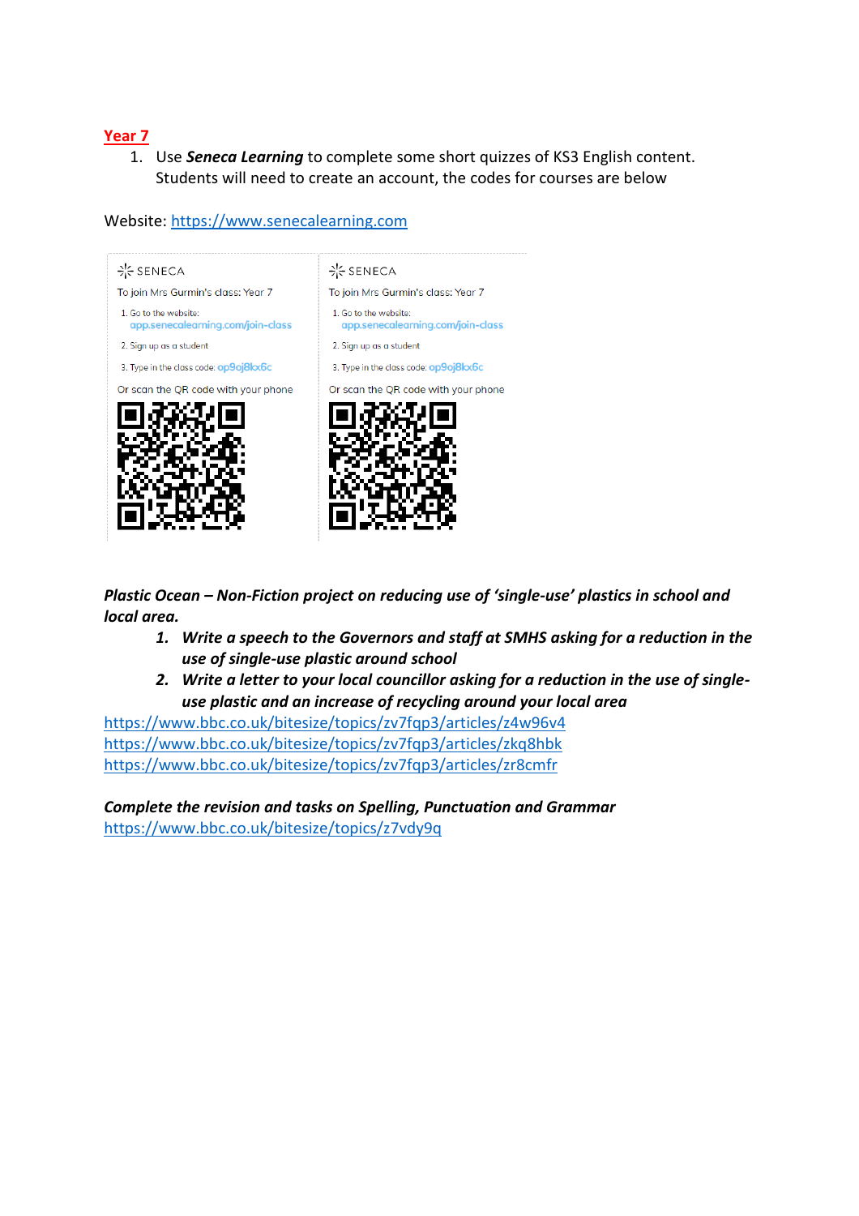**Year 7**

1. Use ***Seneca Learning*** to complete some short quizzes of KS3 English content. Students will need to create an account, the codes for courses are below

Website: https://www.senecalearning.com

| | |
|---|---|
| SENECA | SENECA |
| To join Mrs Gurmin's class: Year 7 | To join Mrs Gurmin's class: Year 7 |
| 1. Go to the website: app.senecalearning.com/join-class | 1. Go to the website: app.senecalearning.com/join-class |
| 2. Sign up as a student | 2. Sign up as a student |
| 3. Type in the class code: op9oj8kx6c | 3. Type in the class code: op9oj8kx6c |
| Or scan the QR code with your phone | Or scan the QR code with your phone |

***Plastic Ocean – Non-Fiction project on reducing use of 'single-use' plastics in school and local area.***

1. ***Write a speech to the Governors and staff at SMHS asking for a reduction in the use of single-use plastic around school***
2. ***Write a letter to your local councillor asking for a reduction in the use of single-use plastic and an increase of recycling around your local area***

https://www.bbc.co.uk/bitesize/topics/zv7fqp3/articles/z4w96v4
https://www.bbc.co.uk/bitesize/topics/zv7fqp3/articles/zkq8hbk
https://www.bbc.co.uk/bitesize/topics/zv7fqp3/articles/zr8cmfr

***Complete the revision and tasks on Spelling, Punctuation and Grammar***
https://www.bbc.co.uk/bitesize/topics/z7vdy9q